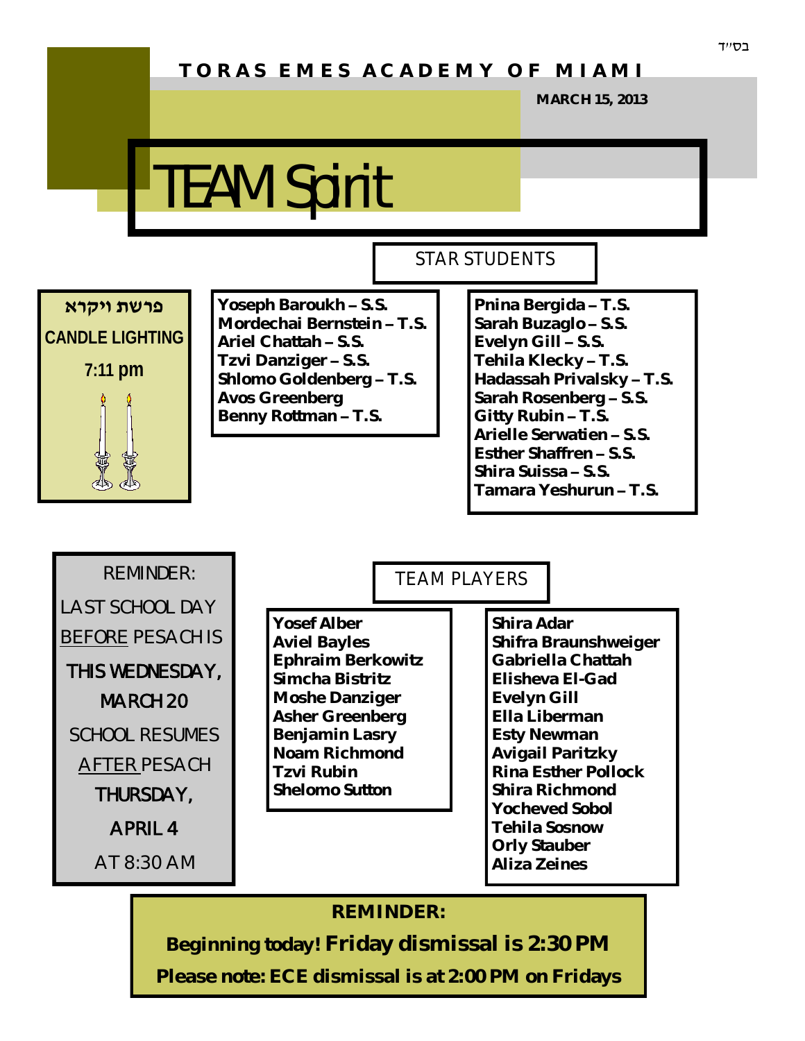בס״ד

**TORAS EMES ACADEMY OF MIAMI**

**MARCH 15, 2013**

# TEAM Spirit

**פרשת ויקרא**

**CANDLE LIGHTING**

**7:11 pm**

## STAR STUDENTS

**Yoseph Baroukh – S.S.**
**Mordechai Bernstein – T.S.**
**Ariel Chattah – S.S.**
**Tzvi Danziger – S.S.**
**Shlomo Goldenberg – T.S.**
**Avos Greenberg**
**Benny Rottman – T.S.**

**Pnina Bergida – T.S.**
**Sarah Buzaglo – S.S.**
**Evelyn Gill – S.S.**
**Tehila Klecky – T.S.**
**Hadassah Privalsky – T.S.**
**Sarah Rosenberg – S.S.**
**Gitty Rubin – T.S.**
**Arielle Serwatien – S.S.**
**Esther Shaffren – S.S.**
**Shira Suissa – S.S.**
**Tamara Yeshurun – T.S.**

REMINDER:

LAST SCHOOL DAY BEFORE PESACH IS THIS WEDNESDAY, MARCH 20

SCHOOL RESUMES AFTER PESACH THURSDAY, APRIL 4 AT 8:30 AM

## TEAM PLAYERS

**Yosef Alber**
**Aviel Bayles**
**Ephraim Berkowitz**
**Simcha Bistritz**
**Moshe Danziger**
**Asher Greenberg**
**Benjamin Lasry**
**Noam Richmond**
**Tzvi Rubin**
**Shelomo Sutton**

**Shira Adar**
**Shifra Braunshweiger**
**Gabriella Chattah**
**Elisheva El-Gad**
**Evelyn Gill**
**Ella Liberman**
**Esty Newman**
**Avigail Paritzky**
**Rina Esther Pollock**
**Shira Richmond**
**Yocheved Sobol**
**Tehila Sosnow**
**Orly Stauber**
**Aliza Zeines**

**REMINDER:**

**Beginning today! Friday dismissal is 2:30 PM**

**Please note: ECE dismissal is at 2:00 PM on Fridays**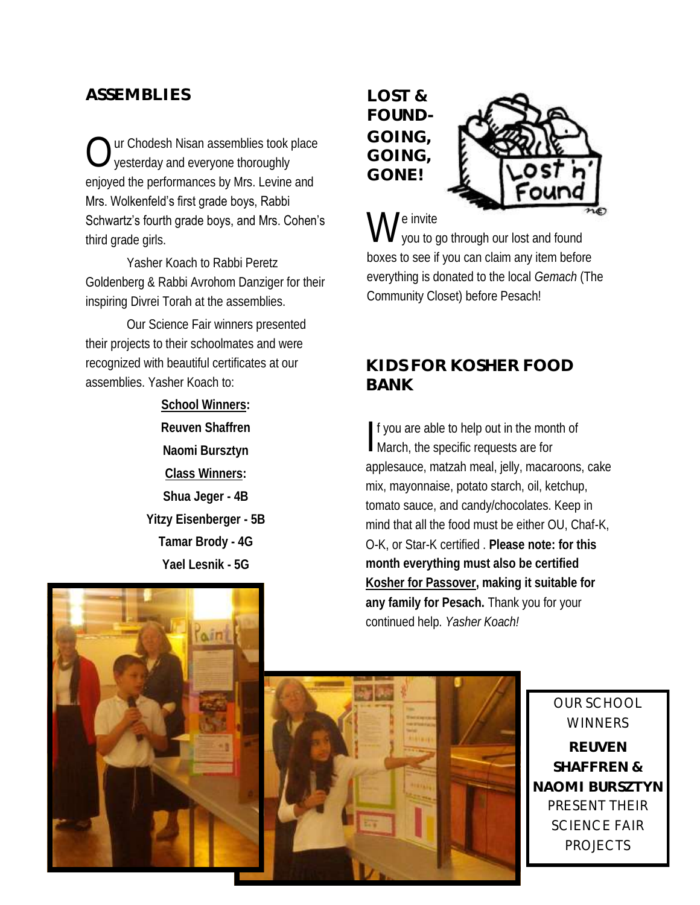## ASSEMBLIES

Our Chodesh Nisan assemblies took place yesterday and everyone thoroughly enjoyed the performances by Mrs. Levine and Mrs. Wolkenfeld's first grade boys, Rabbi Schwartz's fourth grade boys, and Mrs. Cohen's third grade girls.

Yasher Koach to Rabbi Peretz Goldenberg & Rabbi Avrohom Danziger for their inspiring Divrei Torah at the assemblies.

Our Science Fair winners presented their projects to their schoolmates and were recognized with beautiful certificates at our assemblies. Yasher Koach to:

**School Winners:**

**Reuven Shaffren**

**Naomi Bursztyn**

**Class Winners:**

**Shua Jeger - 4B**

**Yitzy Eisenberger - 5B**

**Tamar Brody - 4G**

**Yael Lesnik - 5G**

## LOST & FOUND- GOING, GOING, GONE!

We invite you to go through our lost and found boxes to see if you can claim any item before everything is donated to the local *Gemach* (The Community Closet) before Pesach!

## KIDS FOR KOSHER FOOD BANK

If you are able to help out in the month of March, the specific requests are for applesauce, matzah meal, jelly, macaroons, cake mix, mayonnaise, potato starch, oil, ketchup, tomato sauce, and candy/chocolates. Keep in mind that all the food must be either OU, Chaf-K, O-K, or Star-K certified . **Please note: for this month everything must also be certified Kosher for Passover, making it suitable for any family for Pesach.** Thank you for your continued help. *Yasher Koach!*

OUR SCHOOL WINNERS **REUVEN SHAFFREN & NAOMI BURSZTYN** PRESENT THEIR SCIENCE FAIR PROJECTS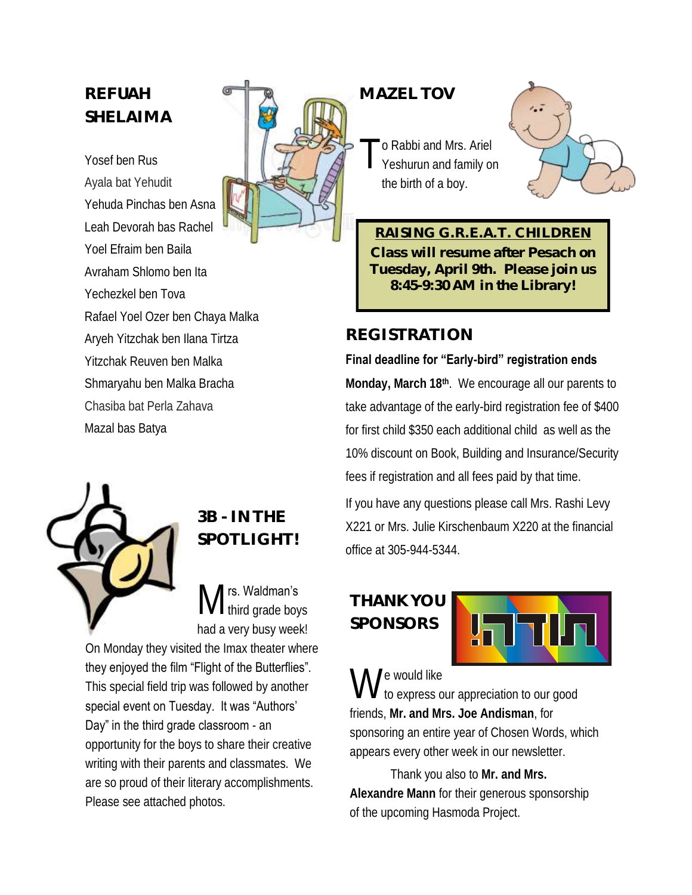## REFUAH SHELAIMA

Yosef ben Rus
Ayala bat Yehudit
Yehuda Pinchas ben Asna
Leah Devorah bas Rachel
Yoel Efraim ben Baila
Avraham Shlomo ben Ita
Yechezkel ben Tova
Rafael Yoel Ozer ben Chaya Malka
Aryeh Yitzchak ben Ilana Tirtza
Yitzchak Reuven ben Malka
Shmaryahu ben Malka Bracha
Chasiba bat Perla Zahava
Mazal bas Batya

## 3B - IN THE SPOTLIGHT!

Mrs. Waldman's third grade boys had a very busy week! On Monday they visited the Imax theater where they enjoyed the film "Flight of the Butterflies". This special field trip was followed by another special event on Tuesday. It was "Authors' Day" in the third grade classroom - an opportunity for the boys to share their creative writing with their parents and classmates. We are so proud of their literary accomplishments. Please see attached photos.

## MAZEL TOV

To Rabbi and Mrs. Ariel Yeshurun and family on the birth of a boy.

**RAISING G.R.E.A.T. CHILDREN**

**Class will resume after Pesach on Tuesday, April 9th. Please join us 8:45-9:30 AM in the Library!**

## REGISTRATION

**Final deadline for "Early-bird" registration ends Monday, March 18th**. We encourage all our parents to take advantage of the early-bird registration fee of $400 for first child $350 each additional child as well as the 10% discount on Book, Building and Insurance/Security fees if registration and all fees paid by that time.

If you have any questions please call Mrs. Rashi Levy X221 or Mrs. Julie Kirschenbaum X220 at the financial office at 305-944-5344.

## THANK YOU SPONSORS

We would like to express our appreciation to our good friends, **Mr. and Mrs. Joe Andisman**, for sponsoring an entire year of Chosen Words, which appears every other week in our newsletter.

Thank you also to **Mr. and Mrs. Alexandre Mann** for their generous sponsorship of the upcoming Hasmoda Project.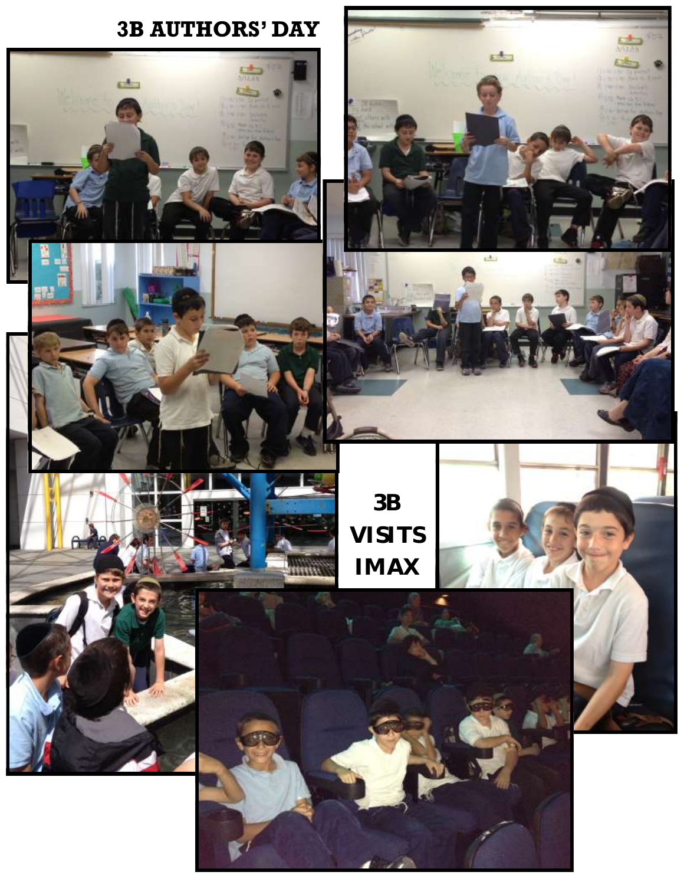# 3B AUTHORS' DAY

# 3B VISITS IMAX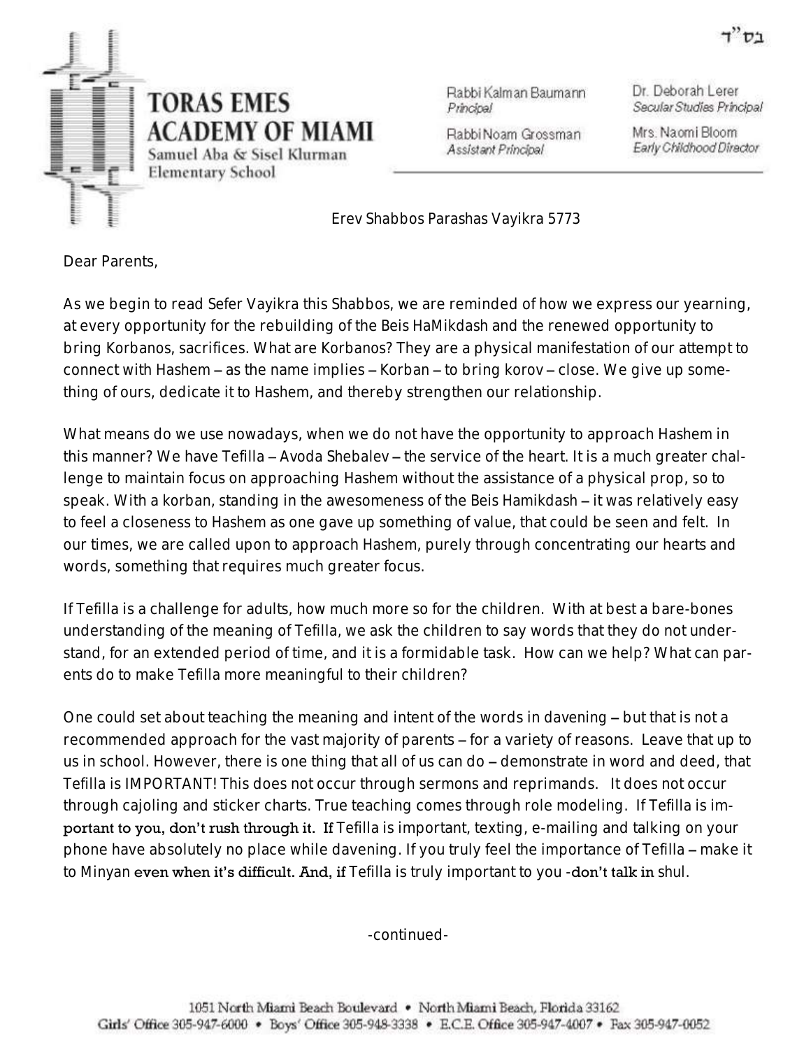בס"ד

# TORAS EMES ACADEMY OF MIAMI

Samuel Aba & Sisel Klurman Elementary School

Rabbi Kalman Baumann
*Principal*

Rabbi Noam Grossman
*Assistant Principal*

Dr. Deborah Lerer
*Secular Studies Principal*

Mrs. Naomi Bloom
*Early Childhood Director*

Erev Shabbos Parashas Vayikra 5773

Dear Parents,

As we begin to read Sefer Vayikra this Shabbos, we are reminded of how we express our yearning, at every opportunity for the rebuilding of the Beis HaMikdash and the renewed opportunity to bring Korbanos, sacrifices. What are Korbanos? They are a physical manifestation of our attempt to connect with Hashem – as the name implies – Korban – to bring korov – close. We give up something of ours, dedicate it to Hashem, and thereby strengthen our relationship.

What means do we use nowadays, when we do not have the opportunity to approach Hashem in this manner? We have Tefilla – Avoda Shebalev – the service of the heart. It is a much greater challenge to maintain focus on approaching Hashem without the assistance of a physical prop, so to speak. With a korban, standing in the awesomeness of the Beis Hamikdash – it was relatively easy to feel a closeness to Hashem as one gave up something of value, that could be seen and felt. In our times, we are called upon to approach Hashem, purely through concentrating our hearts and words, something that requires much greater focus.

If Tefilla is a challenge for adults, how much more so for the children. With at best a bare-bones understanding of the meaning of Tefilla, we ask the children to say words that they do not understand, for an extended period of time, and it is a formidable task. How can we help? What can parents do to make Tefilla more meaningful to their children?

One could set about teaching the meaning and intent of the words in davening – but that is not a recommended approach for the vast majority of parents – for a variety of reasons. Leave that up to us in school. However, there is one thing that all of us can do – demonstrate in word and deed, that Tefilla is IMPORTANT! This does not occur through sermons and reprimands. It does not occur through cajoling and sticker charts. True teaching comes through role modeling. If Tefilla is important to you, don't rush through it. If Tefilla is important, texting, e-mailing and talking on your phone have absolutely no place while davening. If you truly feel the importance of Tefilla – make it to Minyan even when it's difficult. And, if Tefilla is truly important to you -don't talk in shul.

-continued-

1051 North Miami Beach Boulevard • North Miami Beach, Florida 33162
Girls' Office 305-947-6000 • Boys' Office 305-948-3338 • E.C.E. Office 305-947-4007 • Fax 305-947-0052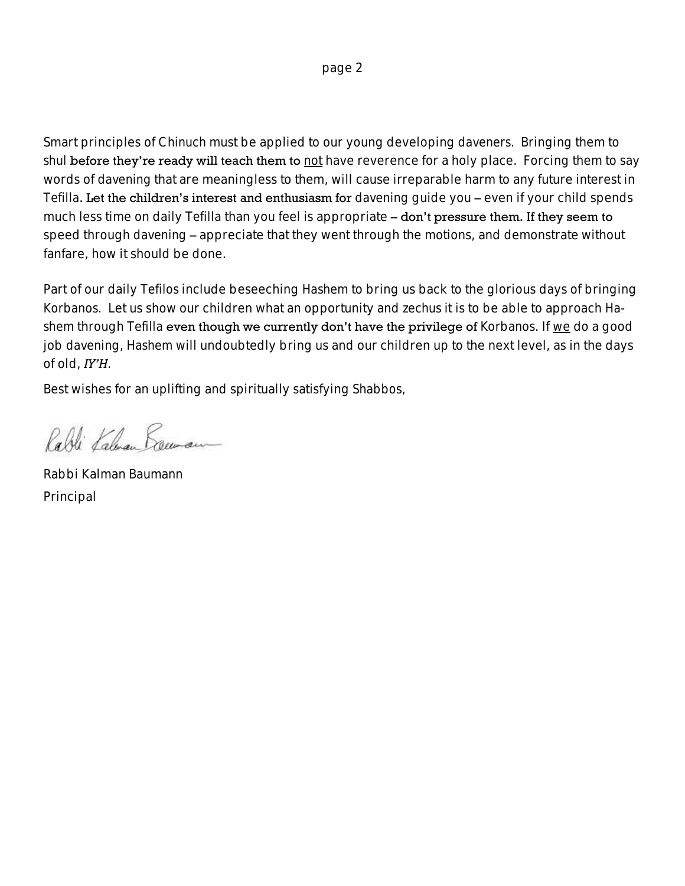Smart principles of Chinuch must be applied to our young developing daveners. Bringing them to shul before they're ready will teach them to <u>not</u> have reverence for a holy place. Forcing them to say words of davening that are meaningless to them, will cause irreparable harm to any future interest in Tefilla. Let the children's interest and enthusiasm for davening guide you – even if your child spends much less time on daily Tefilla than you feel is appropriate – don't pressure them. If they seem to speed through davening – appreciate that they went through the motions, and demonstrate without fanfare, how it should be done.

Part of our daily Tefilos include beseeching Hashem to bring us back to the glorious days of bringing Korbanos. Let us show our children what an opportunity and zechus it is to be able to approach Hashem through Tefilla even though we currently don't have the privilege of Korbanos. If <u>we</u> do a good job davening, Hashem will undoubtedly bring us and our children up to the next level, as in the days of old, *IY'H*.

Best wishes for an uplifting and spiritually satisfying Shabbos,

Rabbi Kalman Baumann

Rabbi Kalman Baumann
Principal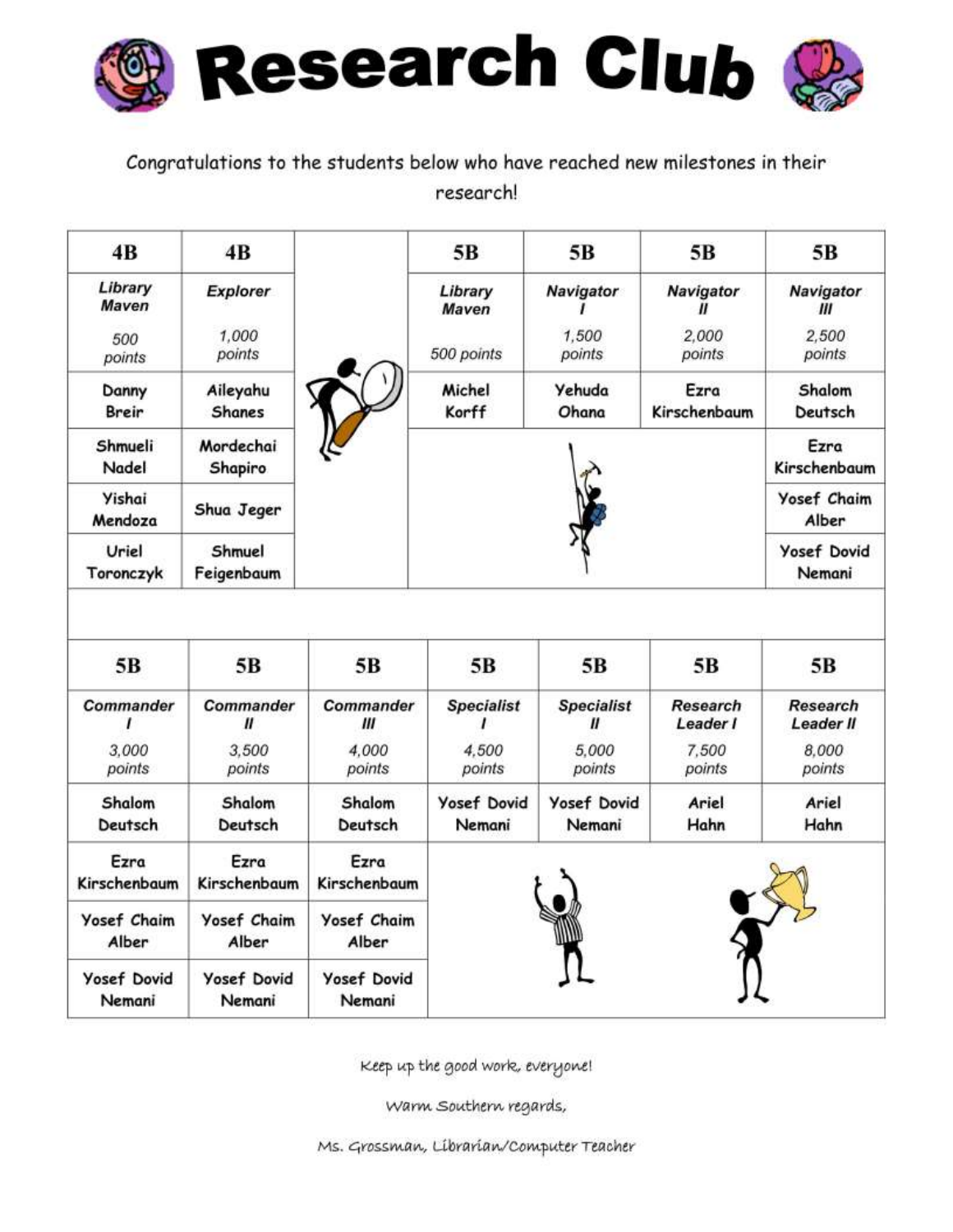# Research Club

Congratulations to the students below who have reached new milestones in their research!

| 4B | 4B | | 5B | 5B | 5B | 5B |
|---|---|---|---|---|---|---|
| *Library Maven* 500 points | *Explorer* 1,000 points | | *Library Maven* 500 points | *Navigator I* 1,500 points | *Navigator II* 2,000 points | *Navigator III* 2,500 points |
| Danny Breir | Aileyahu Shanes | | Michel Korff | Yehuda Ohana | Ezra Kirschenbaum | Shalom Deutsch |
| Shmueli Nadel | Mordechai Shapiro | | | | | Ezra Kirschenbaum |
| Yishai Mendoza | Shua Jeger | | | | | Yosef Chaim Alber |
| Uriel Toronczyk | Shmuel Feigenbaum | | | | | Yosef Dovid Nemani |

| 5B | 5B | 5B | 5B | 5B | 5B | 5B |
|---|---|---|---|---|---|---|
| *Commander I* 3,000 points | *Commander II* 3,500 points | *Commander III* 4,000 points | *Specialist I* 4,500 points | *Specialist II* 5,000 points | *Research Leader I* 7,500 points | *Research Leader II* 8,000 points |
| Shalom Deutsch | Shalom Deutsch | Shalom Deutsch | Yosef Dovid Nemani | Yosef Dovid Nemani | Ariel Hahn | Ariel Hahn |
| Ezra Kirschenbaum | Ezra Kirschenbaum | Ezra Kirschenbaum | | | | |
| Yosef Chaim Alber | Yosef Chaim Alber | Yosef Chaim Alber | | | | |
| Yosef Dovid Nemani | Yosef Dovid Nemani | Yosef Dovid Nemani | | | | |

Keep up the good work, everyone!

Warm Southern regards,

Ms. Grossman, Librarian/Computer Teacher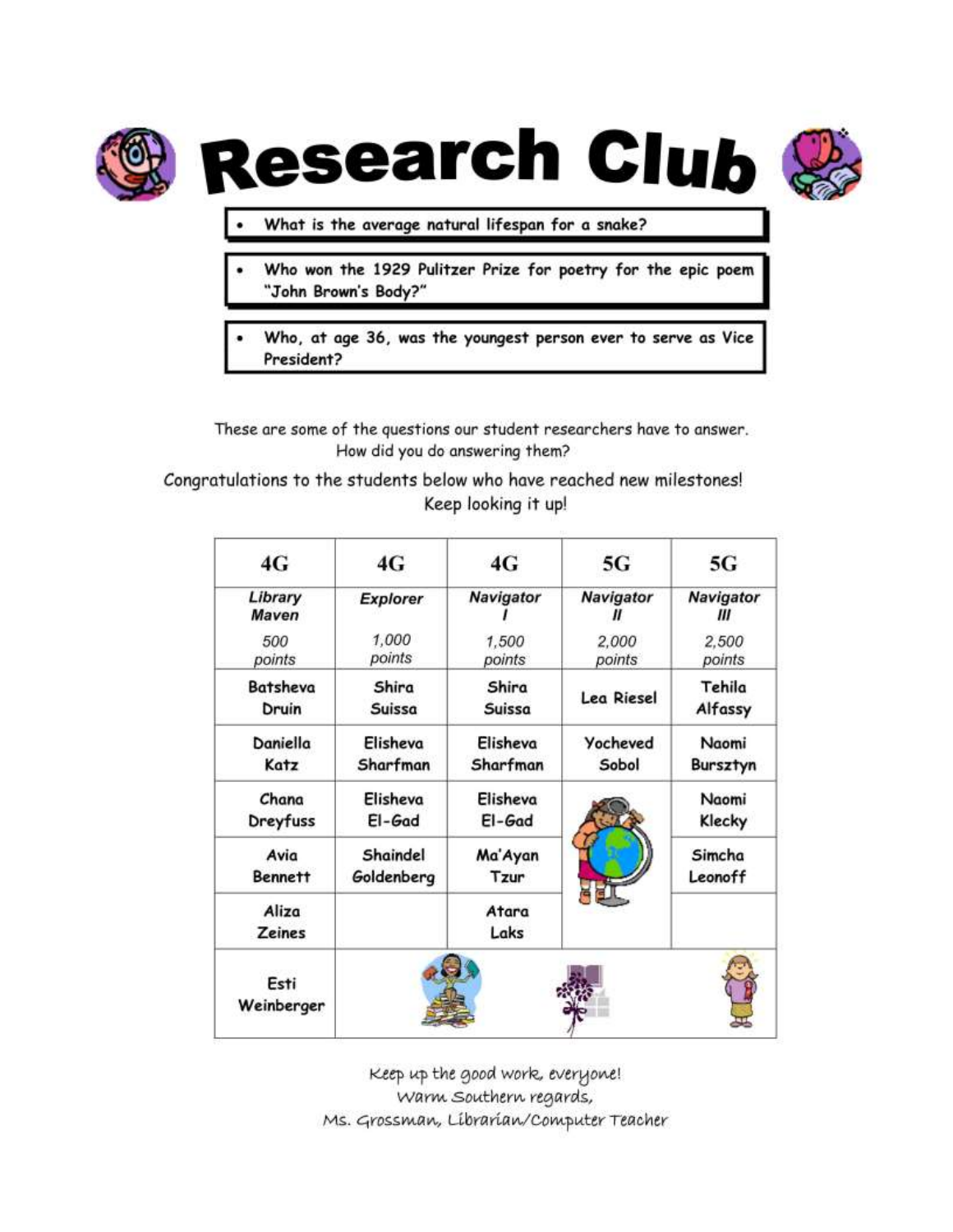# Research Club

- What is the average natural lifespan for a snake?

- Who won the 1929 Pulitzer Prize for poetry for the epic poem "John Brown's Body?"

- Who, at age 36, was the youngest person ever to serve as Vice President?

These are some of the questions our student researchers have to answer. How did you do answering them?

Congratulations to the students below who have reached new milestones! Keep looking it up!

| 4G | 4G | 4G | 5G | 5G |
|---|---|---|---|---|
| *Library Maven* 500 points | *Explorer* 1,000 points | *Navigator I* 1,500 points | *Navigator II* 2,000 points | *Navigator III* 2,500 points |
| Batsheva Druin | Shira Suissa | Shira Suissa | Lea Riesel | Tehila Alfassy |
| Daniella Katz | Elisheva Sharfman | Elisheva Sharfman | Yocheved Sobol | Naomi Bursztyn |
| Chana Dreyfuss | Elisheva El-Gad | Elisheva El-Gad | | Naomi Klecky |
| Avia Bennett | Shaindel Goldenberg | Ma'Ayan Tzur | | Simcha Leonoff |
| Aliza Zeines | | Atara Laks | | |
| Esti Weinberger | | | | |

Keep up the good work, everyone!
Warm Southern regards,
Ms. Grossman, Librarian/Computer Teacher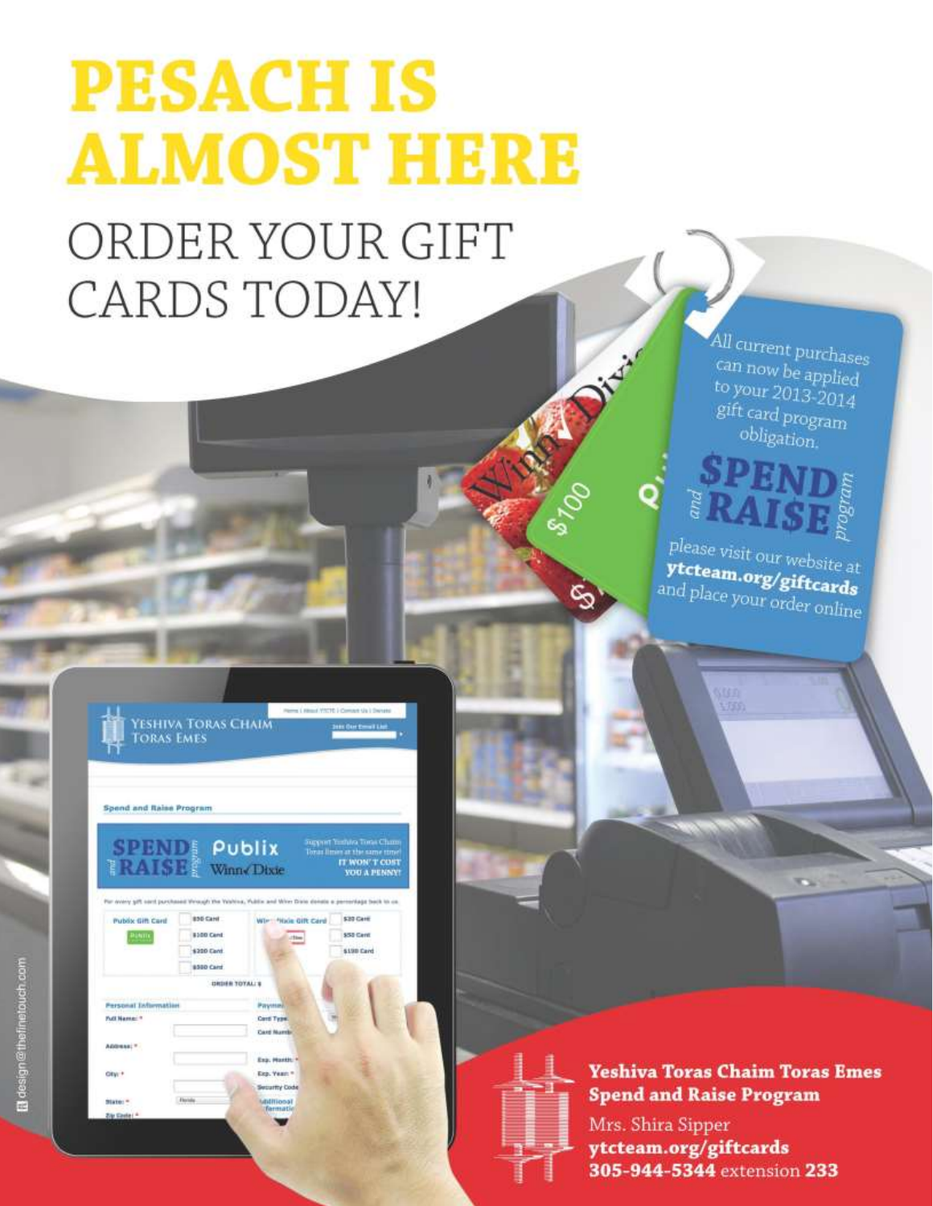# PESACH IS ALMOST HERE

## ORDER YOUR GIFT CARDS TODAY!

All current purchases can now be applied to your 2013-2014 gift card program obligation.

**SPEND and RAISE program**

please visit our website at **ytcteam.org/giftcards** and place your order online

**Yeshiva Toras Chaim Toras Emes Spend and Raise Program**

Mrs. Shira Sipper
**ytcteam.org/giftcards**
**305-944-5344** extension **233**

design@thefinetouch.com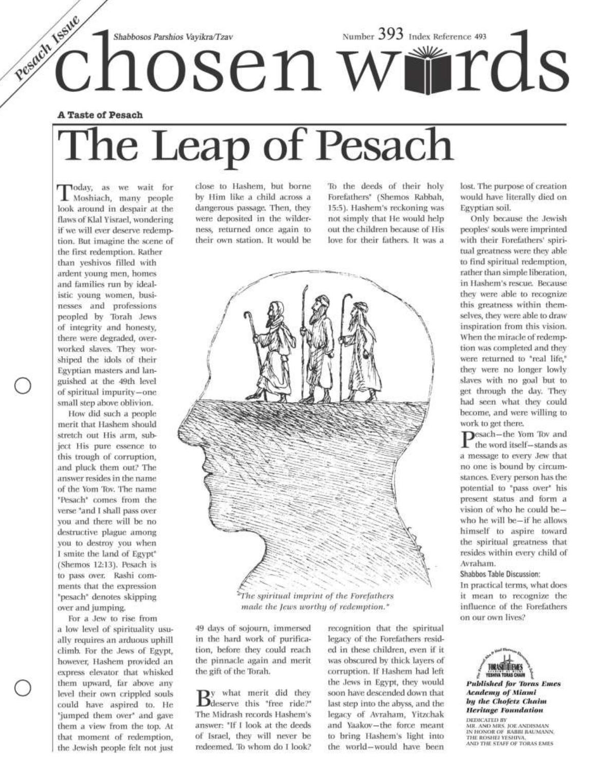*Pesach Issue*

Shabbosos Parshios Vayikra/Tzav

Number 393 Index Reference 493

# chosen words

**A Taste of Pesach**

# The Leap of Pesach

Today, as we wait for Moshiach, many people look around in despair at the flaws of Klal Yisrael, wondering if we will ever deserve redemption. But imagine the scene of the first redemption. Rather than yeshivos filled with ardent young men, homes and families run by idealistic young women, businesses and professions peopled by Torah Jews of integrity and honesty, there were degraded, overworked slaves. They worshiped the idols of their Egyptian masters and languished at the 49th level of spiritual impurity—one small step above oblivion.

How did such a people merit that Hashem should stretch out His arm, subject His pure essence to this trough of corruption, and pluck them out? The answer resides in the name of the Yom Tov. The name "Pesach" comes from the verse "and I shall pass over you and there will be no destructive plague among you to destroy you when I smite the land of Egypt" (Shemos 12:13). Pesach is to pass over. Rashi comments that the expression "pesach" denotes skipping over and jumping.

For a Jew to rise from a low level of spirituality usually requires an arduous uphill climb. For the Jews of Egypt, however, Hashem provided an express elevator that whisked them upward, far above any level their own crippled souls could have aspired to. He "jumped them over" and gave them a view from the top. At that moment of redemption, the Jewish people felt not just close to Hashem, but borne by Him like a child across a dangerous passage. Then, they were deposited in the wilderness, returned once again to their own station. It would be 49 days of sojourn, immersed in the hard work of purification, before they could reach the pinnacle again and merit the gift of the Torah.

By what merit did they deserve this "free ride?" The Midrash records Hashem's answer: "If I look at the deeds of Israel, they will never be redeemed. To whom do I look? To the deeds of their holy Forefathers" (Shemos Rabbah, 15:5). Hashem's reckoning was not simply that He would help out the children because of His love for their fathers. It was a recognition that the spiritual legacy of the Forefathers resided in these children, even if it was obscured by thick layers of corruption. If Hashem had left the Jews in Egypt, they would soon have descended down that last step into the abyss, and the legacy of Avraham, Yitzchak and Yaakov—the force meant to bring Hashem's light into the world—would have been lost. The purpose of creation would have literally died on Egyptian soil.

*"The spiritual imprint of the Forefathers made the Jews worthy of redemption."*

Only because the Jewish peoples' souls were imprinted with their Forefathers' spiritual greatness were they able to find spiritual redemption, rather than simple liberation, in Hashem's rescue. Because they were able to recognize this greatness within themselves, they were able to draw inspiration from this vision. When the miracle of redemption was completed and they were returned to "real life," they were no longer lowly slaves with no goal but to get through the day. They had seen what they could become, and were willing to work to get there.

Pesach—the Yom Tov and the word itself—stands as a message to every Jew that no one is bound by circumstances. Every person has the potential to "pass over" his present status and form a vision of who he could be—who he will be—if he allows himself to aspire toward the spiritual greatness that resides within every child of Avraham.

**Shabbos Table Discussion:**

In practical terms, what does it mean to recognize the influence of the Forefathers on our own lives?

***Published for Toras Emes Academy of Miami by the Chofetz Chaim Heritage Foundation***

DEDICATED BY MR. AND MRS. JOE ANDISMAN IN HONOR OF RABBI BAUMANN, THE ROSHEI YESHIVA, AND THE STAFF OF TORAS EMES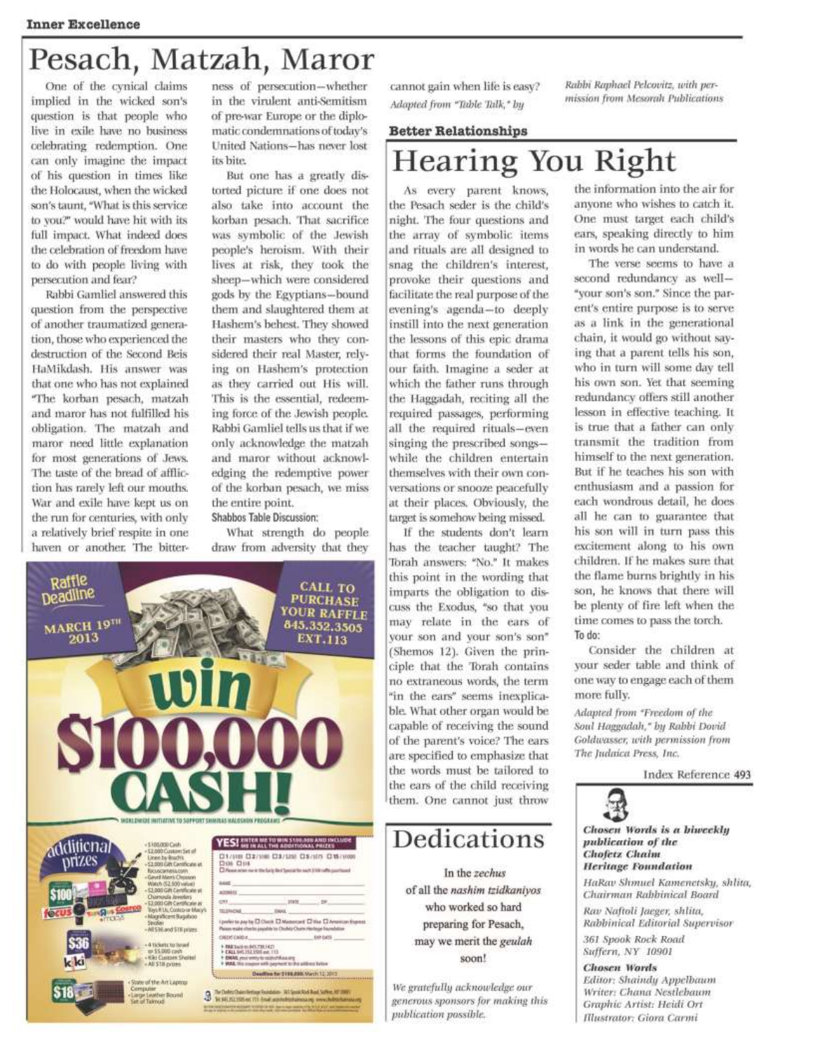Inner Excellence

# Pesach, Matzah, Maror

One of the cynical claims implied in the wicked son's question is that people who live in exile have no business celebrating redemption. One can only imagine the impact of his question in times like the Holocaust, when the wicked son's taunt, "What is this service to you?" would have hit with its full impact. What indeed does the celebration of freedom have to do with people living with persecution and fear?

Rabbi Gamliel answered this question from the perspective of another traumatized generation, those who experienced the destruction of the Second Beis HaMikdash. His answer was that one who has not explained "The korban pesach, matzah and maror has not fulfilled his obligation. The matzah and maror need little explanation for most generations of Jews. The taste of the bread of affliction has rarely left our mouths. War and exile have kept us on the run for centuries, with only a relatively brief respite in one haven or another. The bitterness of persecution—whether in the virulent anti-Semitism of pre-war Europe or the diplomatic condemnations of today's United Nations—has never lost its bite.

But one has a greatly distorted picture if one does not also take into account the korban pesach. That sacrifice was symbolic of the Jewish people's heroism. With their lives at risk, they took the sheep—which were considered gods by the Egyptians—bound them and slaughtered them at Hashem's behest. They showed their masters who they considered their real Master, relying on Hashem's protection as they carried out His will. This is the essential, redeeming force of the Jewish people. Rabbi Gamliel tells us that if we only acknowledge the matzah and maror without acknowledging the redemptive power of the korban pesach, we miss the entire point.

**Shabbos Table Discussion:**

What strength do people draw from adversity that they cannot gain when life is easy?

*Adapted from "Table Talk," by Rabbi Raphael Pelcovitz, with permission from Mesorah Publications*

**Better Relationships**

# Hearing You Right

As every parent knows, the Pesach seder is the child's night. The four questions and the array of symbolic items and rituals are all designed to snag the children's interest, provoke their questions and facilitate the real purpose of the evening's agenda—to deeply instill into the next generation the lessons of this epic drama that forms the foundation of our faith. Imagine a seder at which the father runs through the Haggadah, reciting all the required passages, performing all the required rituals—even singing the prescribed songs—while the children entertain themselves with their own conversations or snooze peacefully at their places. Obviously, the target is somehow being missed.

If the students don't learn has the teacher taught? The Torah answers: "No." It makes this point in the wording that imparts the obligation to discuss the Exodus, "so that you may relate in the ears of your son and your son's son" (Shemos 12). Given the principle that the Torah contains no extraneous words, the term "in the ears" seems inexplicable. What other organ would be capable of receiving the sound of the parent's voice? The ears are specified to emphasize that the words must be tailored to the ears of the child receiving them. One cannot just throw the information into the air for anyone who wishes to catch it. One must target each child's ears, speaking directly to him in words he can understand.

The verse seems to have a second redundancy as well—"your son's son." Since the parent's entire purpose is to serve as a link in the generational chain, it would go without saying that a parent tells his son, who in turn will some day tell his own son. Yet that seeming redundancy offers still another lesson in effective teaching. It is true that a father can only transmit the tradition from himself to the next generation. But if he teaches his son with enthusiasm and a passion for each wondrous detail, he does all he can to guarantee that his son will in turn pass this excitement along to his own children. If he makes sure that the flame burns brightly in his son, he knows that there will be plenty of fire left when the time comes to pass the torch.

**To do:**

Consider the children at your seder table and think of one way to engage each of them more fully.

*Adapted from "Freedom of the Soul Haggadah," by Rabbi Dovid Goldwasser, with permission from The Judaica Press, Inc.*

Index Reference 493

# Dedications

In the *zechus*
of all the *nashim tzidkaniyos*
who worked so hard
preparing for Pesach,
may we merit the *geulah*
soon!

*We gratefully acknowledge our generous sponsors for making this publication possible.*

Raffle Deadline MARCH 19TH 2013

CALL TO PURCHASE YOUR RAFFLE 845.352.3505 EXT.113

win $100,000 CASH!

WORLDWIDE INITIATIVE TO SUPPORT SHMIRAS HALOSHON PROGRAMS

additional prizes

*Chosen Words is a biweekly publication of the Chofetz Chaim Heritage Foundation*

*HaRav Shmuel Kamenetsky, shlita, Chairman Rabbinical Board*

*Rav Naftoli Jaeger, shlita, Rabbinical Editorial Supervisor*

*361 Spook Rock Road*
*Suffern, NY 10901*

***Chosen Words***
*Editor: Shaindy Appelbaum*
*Writer: Chana Nestlebaum*
*Graphic Artist: Heidi Ort*
*Illustrator: Giora Carmi*